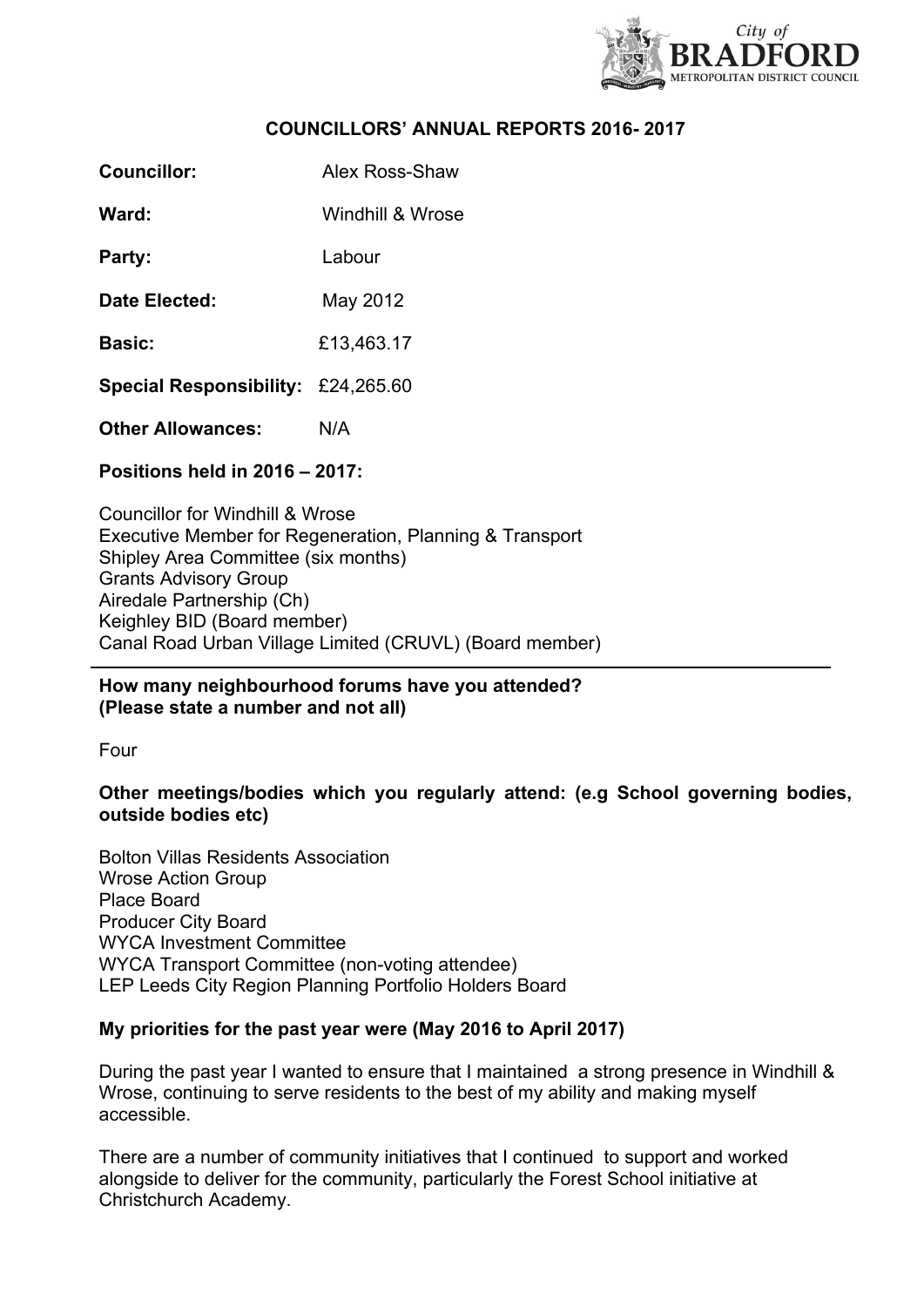# COUNCILLORS' ANNUAL REPORTS 2016- 2017

**Councillor:** Alex Ross-Shaw

**Ward:** Windhill & Wrose

**Party:** Labour

**Date Elected:** May 2012

**Basic:** £13,463.17

**Special Responsibility:** £24,265.60

**Other Allowances:** N/A

**Positions held in 2016 – 2017:**

Councillor for Windhill & Wrose
Executive Member for Regeneration, Planning & Transport
Shipley Area Committee (six months)
Grants Advisory Group
Airedale Partnership (Ch)
Keighley BID (Board member)
Canal Road Urban Village Limited (CRUVL) (Board member)

---

**How many neighbourhood forums have you attended? (Please state a number and not all)**

Four

**Other meetings/bodies which you regularly attend: (e.g School governing bodies, outside bodies etc)**

Bolton Villas Residents Association
Wrose Action Group
Place Board
Producer City Board
WYCA Investment Committee
WYCA Transport Committee (non-voting attendee)
LEP Leeds City Region Planning Portfolio Holders Board

**My priorities for the past year were (May 2016 to April 2017)**

During the past year I wanted to ensure that I maintained a strong presence in Windhill & Wrose, continuing to serve residents to the best of my ability and making myself accessible.

There are a number of community initiatives that I continued to support and worked alongside to deliver for the community, particularly the Forest School initiative at Christchurch Academy.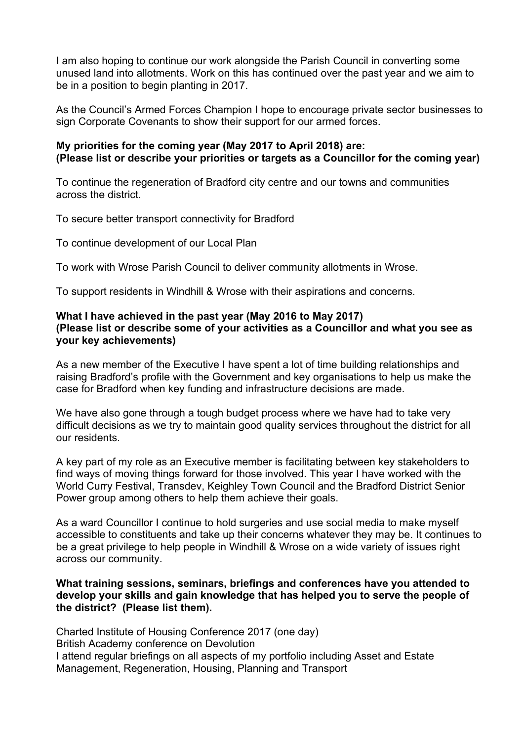I am also hoping to continue our work alongside the Parish Council in converting some unused land into allotments. Work on this has continued over the past year and we aim to be in a position to begin planting in 2017.

As the Council's Armed Forces Champion I hope to encourage private sector businesses to sign Corporate Covenants to show their support for our armed forces.

**My priorities for the coming year (May 2017 to April 2018) are:**
**(Please list or describe your priorities or targets as a Councillor for the coming year)**

To continue the regeneration of Bradford city centre and our towns and communities across the district.

To secure better transport connectivity for Bradford

To continue development of our Local Plan

To work with Wrose Parish Council to deliver community allotments in Wrose.

To support residents in Windhill & Wrose with their aspirations and concerns.

**What I have achieved in the past year (May 2016 to May 2017)**
**(Please list or describe some of your activities as a Councillor and what you see as your key achievements)**

As a new member of the Executive I have spent a lot of time building relationships and raising Bradford's profile with the Government and key organisations to help us make the case for Bradford when key funding and infrastructure decisions are made.

We have also gone through a tough budget process where we have had to take very difficult decisions as we try to maintain good quality services throughout the district for all our residents.

A key part of my role as an Executive member is facilitating between key stakeholders to find ways of moving things forward for those involved. This year I have worked with the World Curry Festival, Transdev, Keighley Town Council and the Bradford District Senior Power group among others to help them achieve their goals.

As a ward Councillor I continue to hold surgeries and use social media to make myself accessible to constituents and take up their concerns whatever they may be. It continues to be a great privilege to help people in Windhill & Wrose on a wide variety of issues right across our community.

**What training sessions, seminars, briefings and conferences have you attended to develop your skills and gain knowledge that has helped you to serve the people of the district? (Please list them).**

Charted Institute of Housing Conference 2017 (one day)
British Academy conference on Devolution
I attend regular briefings on all aspects of my portfolio including Asset and Estate Management, Regeneration, Housing, Planning and Transport